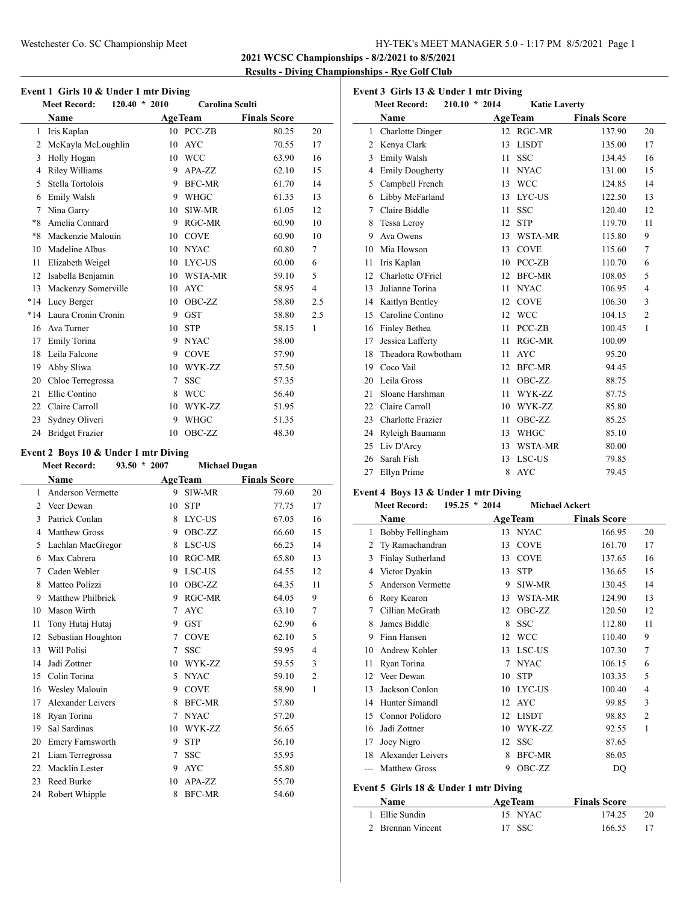**2021 WCSC Championships - 8/2/2021 to 8/5/2021**

**Results - Diving Championships - Rye Golf Club**

### Event 1 Girls 10 & Under 1 mtr Diving

Meet Record: 120.40 * 2010 Carolina Sculti

| | Name | Age | Team | Finals Score | |
|---|---|---|---|---|---|
| 1 | Iris Kaplan | 10 | PCC-ZB | 80.25 | 20 |
| 2 | McKayla McLoughlin | 10 | AYC | 70.55 | 17 |
| 3 | Holly Hogan | 10 | WCC | 63.90 | 16 |
| 4 | Riley Williams | 9 | APA-ZZ | 62.10 | 15 |
| 5 | Stella Tortolois | 9 | BFC-MR | 61.70 | 14 |
| 6 | Emily Walsh | 9 | WHGC | 61.35 | 13 |
| 7 | Nina Garry | 10 | SIW-MR | 61.05 | 12 |
| *8 | Amelia Connard | 9 | RGC-MR | 60.90 | 10 |
| *8 | Mackenzie Malouin | 10 | COVE | 60.90 | 10 |
| 10 | Madeline Albus | 10 | NYAC | 60.80 | 7 |
| 11 | Elizabeth Weigel | 10 | LYC-US | 60.00 | 6 |
| 12 | Isabella Benjamin | 10 | WSTA-MR | 59.10 | 5 |
| 13 | Mackenzy Somerville | 10 | AYC | 58.95 | 4 |
| *14 | Lucy Berger | 10 | OBC-ZZ | 58.80 | 2.5 |
| *14 | Laura Cronin Cronin | 9 | GST | 58.80 | 2.5 |
| 16 | Ava Turner | 10 | STP | 58.15 | 1 |
| 17 | Emily Torina | 9 | NYAC | 58.00 | |
| 18 | Leila Falcone | 9 | COVE | 57.90 | |
| 19 | Abby Sliwa | 10 | WYK-ZZ | 57.50 | |
| 20 | Chloe Terregrossa | 7 | SSC | 57.35 | |
| 21 | Ellie Contino | 8 | WCC | 56.40 | |
| 22 | Claire Carroll | 10 | WYK-ZZ | 51.95 | |
| 23 | Sydney Oliveri | 9 | WHGC | 51.35 | |
| 24 | Bridget Frazier | 10 | OBC-ZZ | 48.30 | |

### Event 2 Boys 10 & Under 1 mtr Diving

Meet Record: 93.50 * 2007 Michael Dugan

| | Name | Age | Team | Finals Score | |
|---|---|---|---|---|---|
| 1 | Anderson Vermette | 9 | SIW-MR | 79.60 | 20 |
| 2 | Veer Dewan | 10 | STP | 77.75 | 17 |
| 3 | Patrick Conlan | 8 | LYC-US | 67.05 | 16 |
| 4 | Matthew Gross | 9 | OBC-ZZ | 66.60 | 15 |
| 5 | Lachlan MacGregor | 8 | LSC-US | 66.25 | 14 |
| 6 | Max Cabrera | 10 | RGC-MR | 65.80 | 13 |
| 7 | Caden Webler | 9 | LSC-US | 64.55 | 12 |
| 8 | Matteo Polizzi | 10 | OBC-ZZ | 64.35 | 11 |
| 9 | Matthew Philbrick | 9 | RGC-MR | 64.05 | 9 |
| 10 | Mason Wirth | 7 | AYC | 63.10 | 7 |
| 11 | Tony Hutaj Hutaj | 9 | GST | 62.90 | 6 |
| 12 | Sebastian Houghton | 7 | COVE | 62.10 | 5 |
| 13 | Will Polisi | 7 | SSC | 59.95 | 4 |
| 14 | Jadi Zottner | 10 | WYK-ZZ | 59.55 | 3 |
| 15 | Colin Torina | 5 | NYAC | 59.10 | 2 |
| 16 | Wesley Malouin | 9 | COVE | 58.90 | 1 |
| 17 | Alexander Leivers | 8 | BFC-MR | 57.80 | |
| 18 | Ryan Torina | 7 | NYAC | 57.20 | |
| 19 | Sal Sardinas | 10 | WYK-ZZ | 56.65 | |
| 20 | Emery Farnsworth | 9 | STP | 56.10 | |
| 21 | Liam Terregrossa | 7 | SSC | 55.95 | |
| 22 | Macklin Lester | 9 | AYC | 55.80 | |
| 23 | Reed Burke | 10 | APA-ZZ | 55.70 | |
| 24 | Robert Whipple | 8 | BFC-MR | 54.60 | |

### Event 3 Girls 13 & Under 1 mtr Diving

Meet Record: 210.10 * 2014 Katie Laverty

| | Name | Age | Team | Finals Score | |
|---|---|---|---|---|---|
| 1 | Charlotte Dinger | 12 | RGC-MR | 137.90 | 20 |
| 2 | Kenya Clark | 13 | LISDT | 135.00 | 17 |
| 3 | Emily Walsh | 11 | SSC | 134.45 | 16 |
| 4 | Emily Dougherty | 11 | NYAC | 131.00 | 15 |
| 5 | Campbell French | 13 | WCC | 124.85 | 14 |
| 6 | Libby McFarland | 13 | LYC-US | 122.50 | 13 |
| 7 | Claire Biddle | 11 | SSC | 120.40 | 12 |
| 8 | Tessa Leroy | 12 | STP | 119.70 | 11 |
| 9 | Ava Owens | 13 | WSTA-MR | 115.80 | 9 |
| 10 | Mia Howson | 13 | COVE | 115.60 | 7 |
| 11 | Iris Kaplan | 10 | PCC-ZB | 110.70 | 6 |
| 12 | Charlotte O'Friel | 12 | BFC-MR | 108.05 | 5 |
| 13 | Julianne Torina | 11 | NYAC | 106.95 | 4 |
| 14 | Kaitlyn Bentley | 12 | COVE | 106.30 | 3 |
| 15 | Caroline Contino | 12 | WCC | 104.15 | 2 |
| 16 | Finley Bethea | 11 | PCC-ZB | 100.45 | 1 |
| 17 | Jessica Lafferty | 11 | RGC-MR | 100.09 | |
| 18 | Theadora Rowbotham | 11 | AYC | 95.20 | |
| 19 | Coco Vail | 12 | BFC-MR | 94.45 | |
| 20 | Leila Gross | 11 | OBC-ZZ | 88.75 | |
| 21 | Sloane Harshman | 11 | WYK-ZZ | 87.75 | |
| 22 | Claire Carroll | 10 | WYK-ZZ | 85.80 | |
| 23 | Charlotte Frazier | 11 | OBC-ZZ | 85.25 | |
| 24 | Ryleigh Baumann | 13 | WHGC | 85.10 | |
| 25 | Liv D'Arcy | 13 | WSTA-MR | 80.00 | |
| 26 | Sarah Fish | 13 | LSC-US | 79.85 | |
| 27 | Ellyn Prime | 8 | AYC | 79.45 | |

### Event 4 Boys 13 & Under 1 mtr Diving

Meet Record: 195.25 * 2014 Michael Ackert

| | Name | Age | Team | Finals Score | |
|---|---|---|---|---|---|
| 1 | Bobby Fellingham | 13 | NYAC | 166.95 | 20 |
| 2 | Ty Ramachandran | 13 | COVE | 161.70 | 17 |
| 3 | Finlay Sutherland | 13 | COVE | 137.65 | 16 |
| 4 | Victor Dyakin | 13 | STP | 136.65 | 15 |
| 5 | Anderson Vermette | 9 | SIW-MR | 130.45 | 14 |
| 6 | Rory Kearon | 13 | WSTA-MR | 124.90 | 13 |
| 7 | Cillian McGrath | 12 | OBC-ZZ | 120.50 | 12 |
| 8 | James Biddle | 8 | SSC | 112.80 | 11 |
| 9 | Finn Hansen | 12 | WCC | 110.40 | 9 |
| 10 | Andrew Kohler | 13 | LSC-US | 107.30 | 7 |
| 11 | Ryan Torina | 7 | NYAC | 106.15 | 6 |
| 12 | Veer Dewan | 10 | STP | 103.35 | 5 |
| 13 | Jackson Conlon | 10 | LYC-US | 100.40 | 4 |
| 14 | Hunter Simandl | 12 | AYC | 99.85 | 3 |
| 15 | Connor Polidoro | 12 | LISDT | 98.85 | 2 |
| 16 | Jadi Zottner | 10 | WYK-ZZ | 92.55 | 1 |
| 17 | Joey Nigro | 12 | SSC | 87.65 | |
| 18 | Alexander Leivers | 8 | BFC-MR | 86.05 | |
| --- | Matthew Gross | 9 | OBC-ZZ | DQ | |

### Event 5 Girls 18 & Under 1 mtr Diving

| | Name | Age | Team | Finals Score | |
|---|---|---|---|---|---|
| 1 | Ellie Sundin | 15 | NYAC | 174.25 | 20 |
| 2 | Brennan Vincent | 17 | SSC | 166.55 | 17 |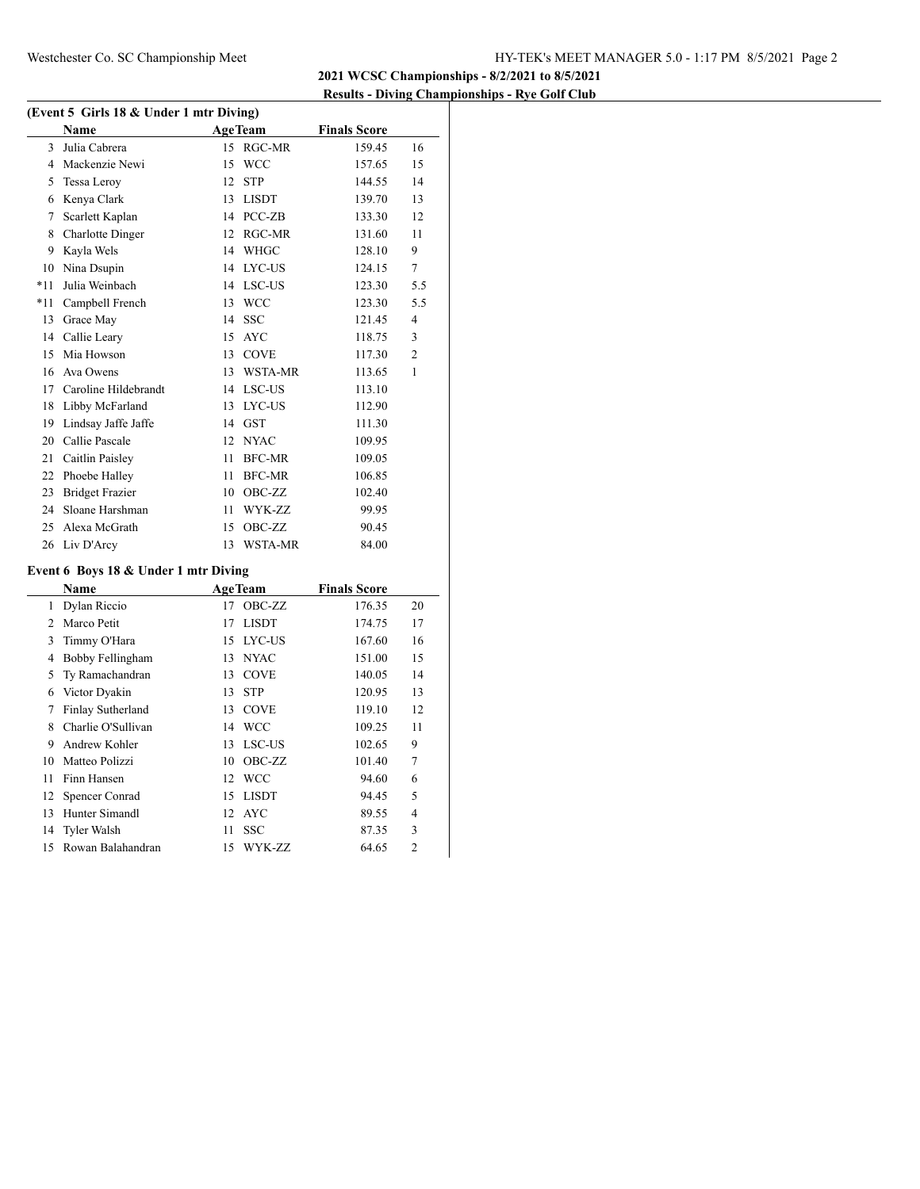**2021 WCSC Championships - 8/2/2021 to 8/5/2021**

**Results - Diving Championships - Rye Golf Club**

**(Event 5 Girls 18 & Under 1 mtr Diving)**

| | Name | Age | Team | Finals Score | |
|---|---|---|---|---|---|
| 3 | Julia Cabrera | 15 | RGC-MR | 159.45 | 16 |
| 4 | Mackenzie Newi | 15 | WCC | 157.65 | 15 |
| 5 | Tessa Leroy | 12 | STP | 144.55 | 14 |
| 6 | Kenya Clark | 13 | LISDT | 139.70 | 13 |
| 7 | Scarlett Kaplan | 14 | PCC-ZB | 133.30 | 12 |
| 8 | Charlotte Dinger | 12 | RGC-MR | 131.60 | 11 |
| 9 | Kayla Wels | 14 | WHGC | 128.10 | 9 |
| 10 | Nina Dsupin | 14 | LYC-US | 124.15 | 7 |
| *11 | Julia Weinbach | 14 | LSC-US | 123.30 | 5.5 |
| *11 | Campbell French | 13 | WCC | 123.30 | 5.5 |
| 13 | Grace May | 14 | SSC | 121.45 | 4 |
| 14 | Callie Leary | 15 | AYC | 118.75 | 3 |
| 15 | Mia Howson | 13 | COVE | 117.30 | 2 |
| 16 | Ava Owens | 13 | WSTA-MR | 113.65 | 1 |
| 17 | Caroline Hildebrandt | 14 | LSC-US | 113.10 | |
| 18 | Libby McFarland | 13 | LYC-US | 112.90 | |
| 19 | Lindsay Jaffe Jaffe | 14 | GST | 111.30 | |
| 20 | Callie Pascale | 12 | NYAC | 109.95 | |
| 21 | Caitlin Paisley | 11 | BFC-MR | 109.05 | |
| 22 | Phoebe Halley | 11 | BFC-MR | 106.85 | |
| 23 | Bridget Frazier | 10 | OBC-ZZ | 102.40 | |
| 24 | Sloane Harshman | 11 | WYK-ZZ | 99.95 | |
| 25 | Alexa McGrath | 15 | OBC-ZZ | 90.45 | |
| 26 | Liv D'Arcy | 13 | WSTA-MR | 84.00 | |

**Event 6 Boys 18 & Under 1 mtr Diving**

| | Name | Age | Team | Finals Score | |
|---|---|---|---|---|---|
| 1 | Dylan Riccio | 17 | OBC-ZZ | 176.35 | 20 |
| 2 | Marco Petit | 17 | LISDT | 174.75 | 17 |
| 3 | Timmy O'Hara | 15 | LYC-US | 167.60 | 16 |
| 4 | Bobby Fellingham | 13 | NYAC | 151.00 | 15 |
| 5 | Ty Ramachandran | 13 | COVE | 140.05 | 14 |
| 6 | Victor Dyakin | 13 | STP | 120.95 | 13 |
| 7 | Finlay Sutherland | 13 | COVE | 119.10 | 12 |
| 8 | Charlie O'Sullivan | 14 | WCC | 109.25 | 11 |
| 9 | Andrew Kohler | 13 | LSC-US | 102.65 | 9 |
| 10 | Matteo Polizzi | 10 | OBC-ZZ | 101.40 | 7 |
| 11 | Finn Hansen | 12 | WCC | 94.60 | 6 |
| 12 | Spencer Conrad | 15 | LISDT | 94.45 | 5 |
| 13 | Hunter Simandl | 12 | AYC | 89.55 | 4 |
| 14 | Tyler Walsh | 11 | SSC | 87.35 | 3 |
| 15 | Rowan Balahandran | 15 | WYK-ZZ | 64.65 | 2 |